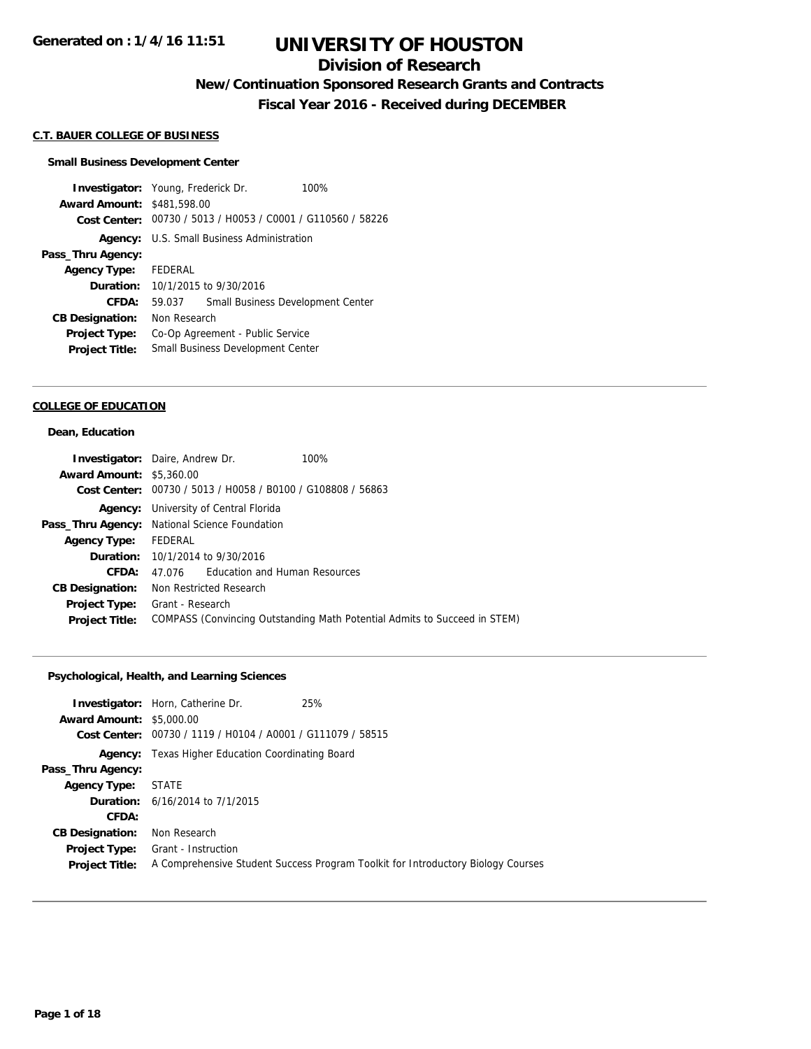**Generated on : 1/4/16 11:51**

# UNIVERSITY OF HOUSTON

## Division of Research

### New/Continuation Sponsored Research Grants and Contracts

### Fiscal Year 2016 - Received during DECEMBER

#### C.T. BAUER COLLEGE OF BUSINESS

**Small Business Development Center**

**Investigator:** Young, Frederick Dr. 100%
**Award Amount:** $481,598.00
**Cost Center:** 00730 / 5013 / H0053 / C0001 / G110560 / 58226
**Agency:** U.S. Small Business Administration
**Pass_Thru Agency:**
**Agency Type:** FEDERAL
**Duration:** 10/1/2015 to 9/30/2016
**CFDA:** 59.037 Small Business Development Center
**CB Designation:** Non Research
**Project Type:** Co-Op Agreement - Public Service
**Project Title:** Small Business Development Center

---

#### COLLEGE OF EDUCATION

**Dean, Education**

**Investigator:** Daire, Andrew Dr. 100%
**Award Amount:** $5,360.00
**Cost Center:** 00730 / 5013 / H0058 / B0100 / G108808 / 56863
**Agency:** University of Central Florida
**Pass_Thru Agency:** National Science Foundation
**Agency Type:** FEDERAL
**Duration:** 10/1/2014 to 9/30/2016
**CFDA:** 47.076 Education and Human Resources
**CB Designation:** Non Restricted Research
**Project Type:** Grant - Research
**Project Title:** COMPASS (Convincing Outstanding Math Potential Admits to Succeed in STEM)

---

**Psychological, Health, and Learning Sciences**

**Investigator:** Horn, Catherine Dr. 25%
**Award Amount:** $5,000.00
**Cost Center:** 00730 / 1119 / H0104 / A0001 / G111079 / 58515
**Agency:** Texas Higher Education Coordinating Board
**Pass_Thru Agency:**
**Agency Type:** STATE
**Duration:** 6/16/2014 to 7/1/2015
**CFDA:**
**CB Designation:** Non Research
**Project Type:** Grant - Instruction
**Project Title:** A Comprehensive Student Success Program Toolkit for Introductory Biology Courses

---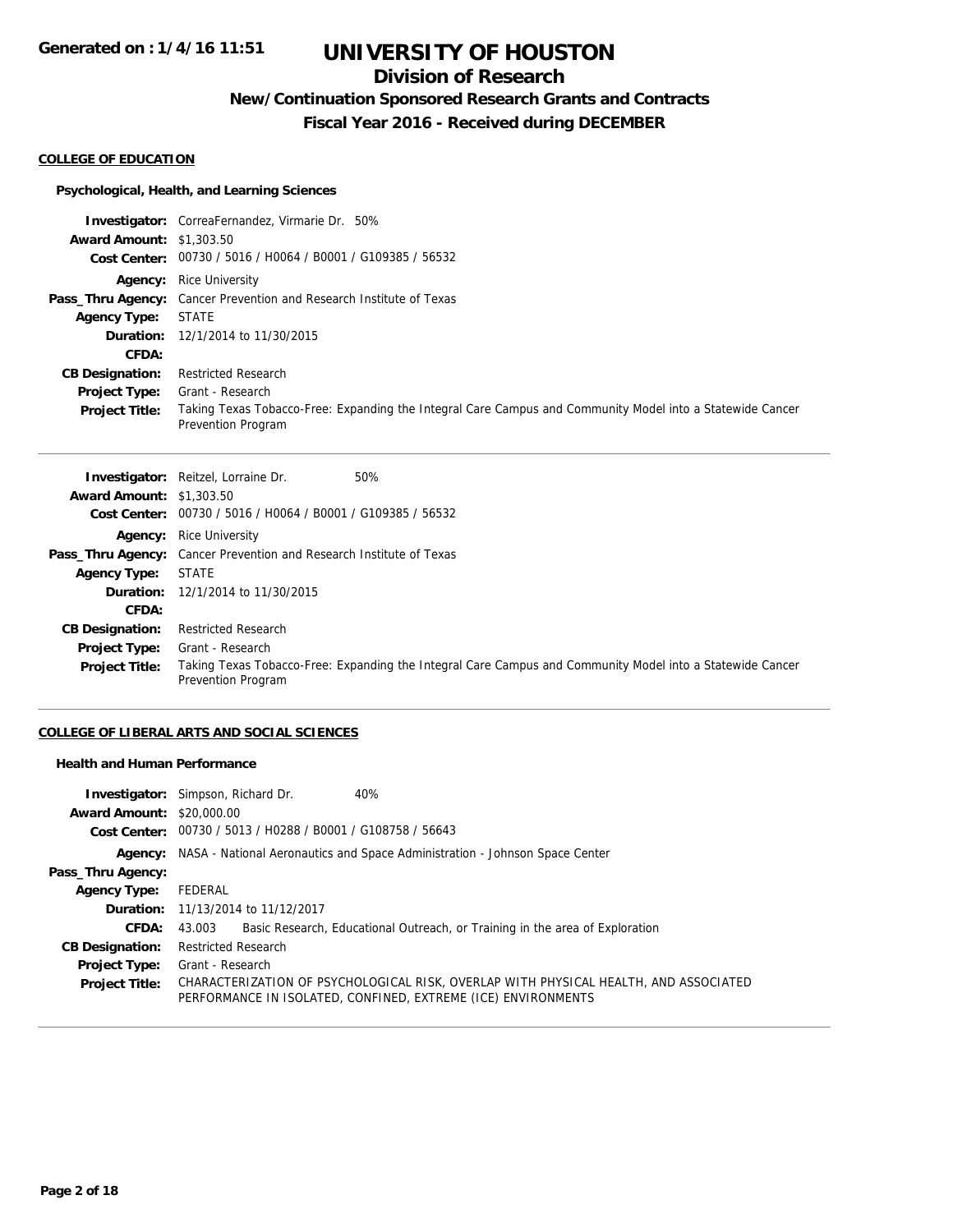# UNIVERSITY OF HOUSTON

## Division of Research

### New/Continuation Sponsored Research Grants and Contracts

### Fiscal Year 2016 - Received during DECEMBER

**COLLEGE OF EDUCATION**

**Psychological, Health, and Learning Sciences**

**Investigator:** CorreaFernandez, Virmarie Dr. 50%
**Award Amount:** $1,303.50
**Cost Center:** 00730 / 5016 / H0064 / B0001 / G109385 / 56532
**Agency:** Rice University
**Pass_Thru Agency:** Cancer Prevention and Research Institute of Texas
**Agency Type:** STATE
**Duration:** 12/1/2014 to 11/30/2015
**CFDA:**
**CB Designation:** Restricted Research
**Project Type:** Grant - Research
**Project Title:** Taking Texas Tobacco-Free: Expanding the Integral Care Campus and Community Model into a Statewide Cancer Prevention Program

---

**Investigator:** Reitzel, Lorraine Dr. 50%
**Award Amount:** $1,303.50
**Cost Center:** 00730 / 5016 / H0064 / B0001 / G109385 / 56532
**Agency:** Rice University
**Pass_Thru Agency:** Cancer Prevention and Research Institute of Texas
**Agency Type:** STATE
**Duration:** 12/1/2014 to 11/30/2015
**CFDA:**
**CB Designation:** Restricted Research
**Project Type:** Grant - Research
**Project Title:** Taking Texas Tobacco-Free: Expanding the Integral Care Campus and Community Model into a Statewide Cancer Prevention Program

---

**COLLEGE OF LIBERAL ARTS AND SOCIAL SCIENCES**

**Health and Human Performance**

**Investigator:** Simpson, Richard Dr. 40%
**Award Amount:** $20,000.00
**Cost Center:** 00730 / 5013 / H0288 / B0001 / G108758 / 56643
**Agency:** NASA - National Aeronautics and Space Administration - Johnson Space Center
**Pass_Thru Agency:**
**Agency Type:** FEDERAL
**Duration:** 11/13/2014 to 11/12/2017
**CFDA:** 43.003 Basic Research, Educational Outreach, or Training in the area of Exploration
**CB Designation:** Restricted Research
**Project Type:** Grant - Research
**Project Title:** CHARACTERIZATION OF PSYCHOLOGICAL RISK, OVERLAP WITH PHYSICAL HEALTH, AND ASSOCIATED PERFORMANCE IN ISOLATED, CONFINED, EXTREME (ICE) ENVIRONMENTS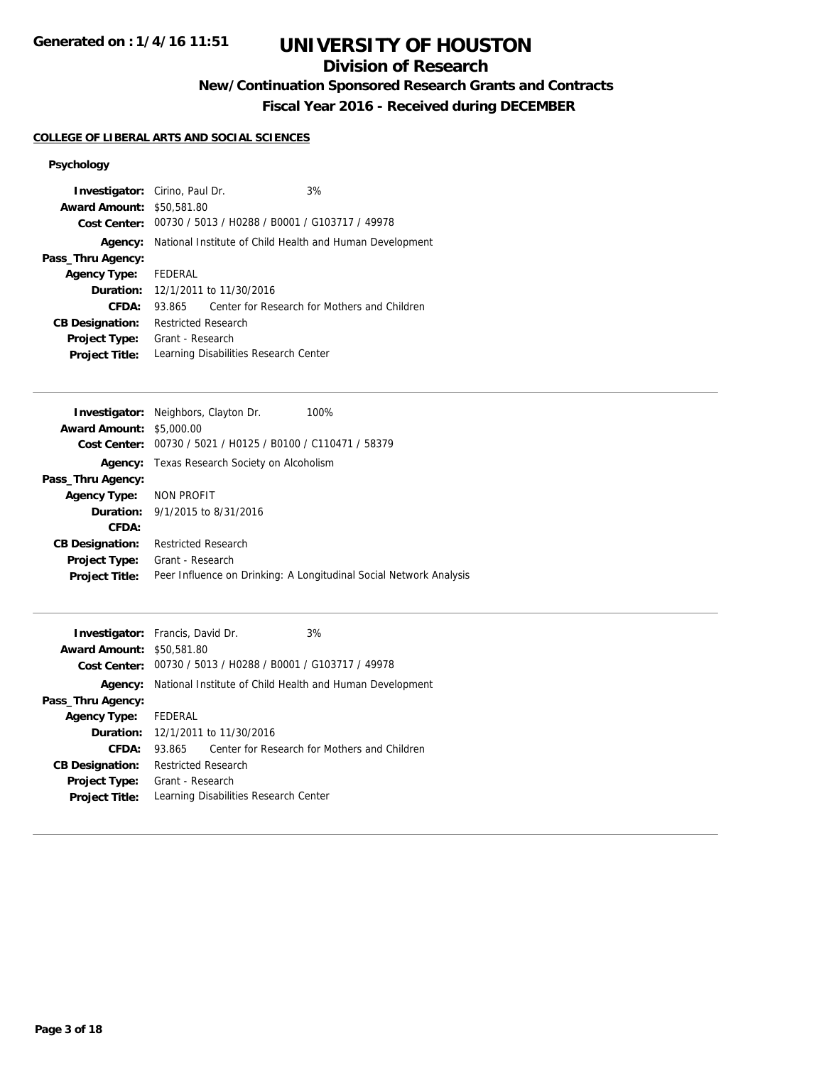# UNIVERSITY OF HOUSTON

## Division of Research

### New/Continuation Sponsored Research Grants and Contracts

### Fiscal Year 2016 - Received during DECEMBER

**COLLEGE OF LIBERAL ARTS AND SOCIAL SCIENCES**

#### Psychology

**Investigator:** Cirino, Paul Dr. 3%
**Award Amount:** $50,581.80
**Cost Center:** 00730 / 5013 / H0288 / B0001 / G103717 / 49978
**Agency:** National Institute of Child Health and Human Development
**Pass_Thru Agency:**
**Agency Type:** FEDERAL
**Duration:** 12/1/2011 to 11/30/2016
**CFDA:** 93.865 Center for Research for Mothers and Children
**CB Designation:** Restricted Research
**Project Type:** Grant - Research
**Project Title:** Learning Disabilities Research Center

---

**Investigator:** Neighbors, Clayton Dr. 100%
**Award Amount:** $5,000.00
**Cost Center:** 00730 / 5021 / H0125 / B0100 / C110471 / 58379
**Agency:** Texas Research Society on Alcoholism
**Pass_Thru Agency:**
**Agency Type:** NON PROFIT
**Duration:** 9/1/2015 to 8/31/2016
**CFDA:**
**CB Designation:** Restricted Research
**Project Type:** Grant - Research
**Project Title:** Peer Influence on Drinking: A Longitudinal Social Network Analysis

---

**Investigator:** Francis, David Dr. 3%
**Award Amount:** $50,581.80
**Cost Center:** 00730 / 5013 / H0288 / B0001 / G103717 / 49978
**Agency:** National Institute of Child Health and Human Development
**Pass_Thru Agency:**
**Agency Type:** FEDERAL
**Duration:** 12/1/2011 to 11/30/2016
**CFDA:** 93.865 Center for Research for Mothers and Children
**CB Designation:** Restricted Research
**Project Type:** Grant - Research
**Project Title:** Learning Disabilities Research Center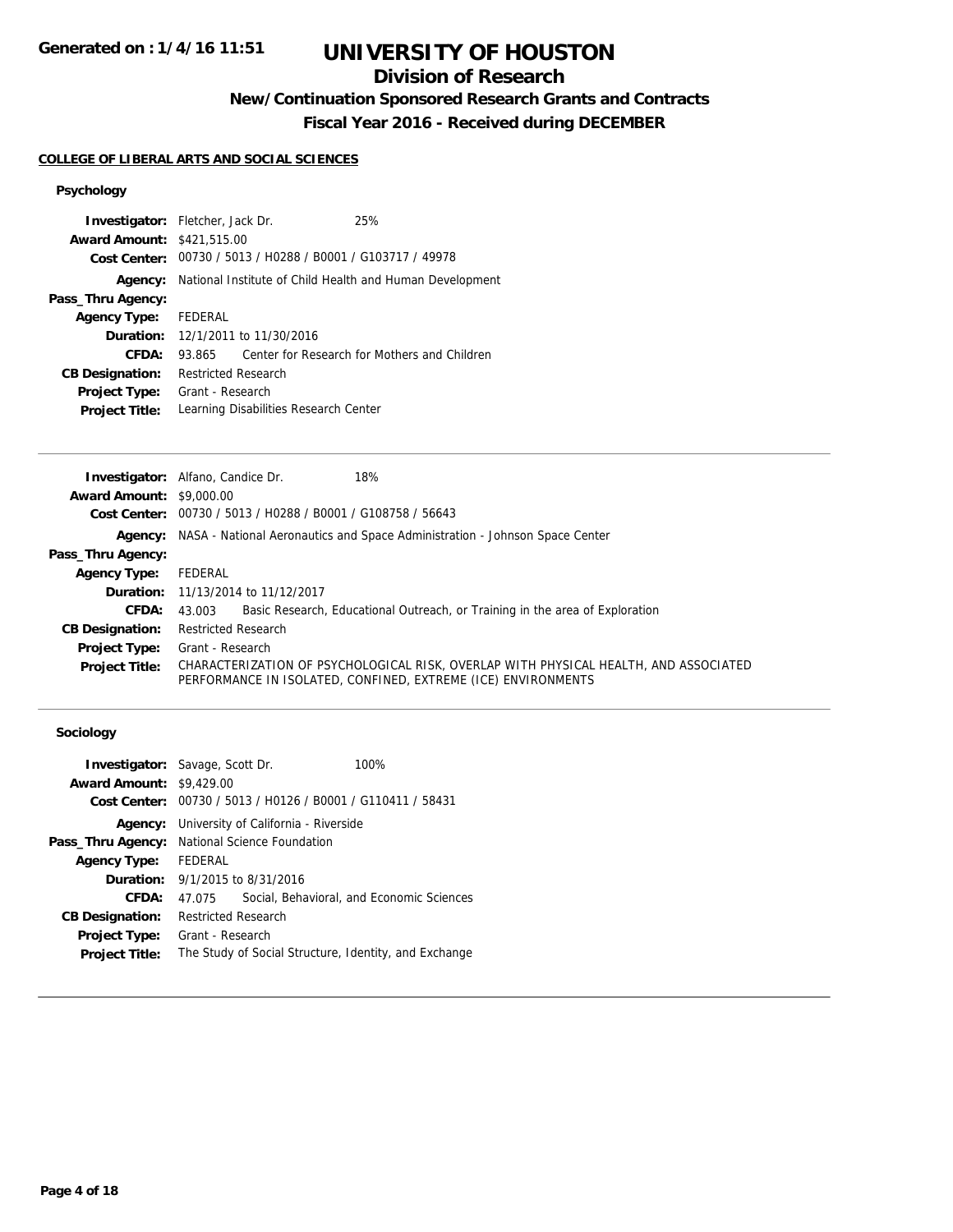# UNIVERSITY OF HOUSTON

## Division of Research

### New/Continuation Sponsored Research Grants and Contracts

### Fiscal Year 2016 - Received during DECEMBER

**Generated on : 1/4/16 11:51**

#### COLLEGE OF LIBERAL ARTS AND SOCIAL SCIENCES

##### Psychology

**Investigator:** Fletcher, Jack Dr. 25%
**Award Amount:** $421,515.00
**Cost Center:** 00730 / 5013 / H0288 / B0001 / G103717 / 49978
**Agency:** National Institute of Child Health and Human Development
**Pass_Thru Agency:**
**Agency Type:** FEDERAL
**Duration:** 12/1/2011 to 11/30/2016
**CFDA:** 93.865 Center for Research for Mothers and Children
**CB Designation:** Restricted Research
**Project Type:** Grant - Research
**Project Title:** Learning Disabilities Research Center

---

**Investigator:** Alfano, Candice Dr. 18%
**Award Amount:** $9,000.00
**Cost Center:** 00730 / 5013 / H0288 / B0001 / G108758 / 56643
**Agency:** NASA - National Aeronautics and Space Administration - Johnson Space Center
**Pass_Thru Agency:**
**Agency Type:** FEDERAL
**Duration:** 11/13/2014 to 11/12/2017
**CFDA:** 43.003 Basic Research, Educational Outreach, or Training in the area of Exploration
**CB Designation:** Restricted Research
**Project Type:** Grant - Research
**Project Title:** CHARACTERIZATION OF PSYCHOLOGICAL RISK, OVERLAP WITH PHYSICAL HEALTH, AND ASSOCIATED PERFORMANCE IN ISOLATED, CONFINED, EXTREME (ICE) ENVIRONMENTS

---

##### Sociology

**Investigator:** Savage, Scott Dr. 100%
**Award Amount:** $9,429.00
**Cost Center:** 00730 / 5013 / H0126 / B0001 / G110411 / 58431
**Agency:** University of California - Riverside
**Pass_Thru Agency:** National Science Foundation
**Agency Type:** FEDERAL
**Duration:** 9/1/2015 to 8/31/2016
**CFDA:** 47.075 Social, Behavioral, and Economic Sciences
**CB Designation:** Restricted Research
**Project Type:** Grant - Research
**Project Title:** The Study of Social Structure, Identity, and Exchange

---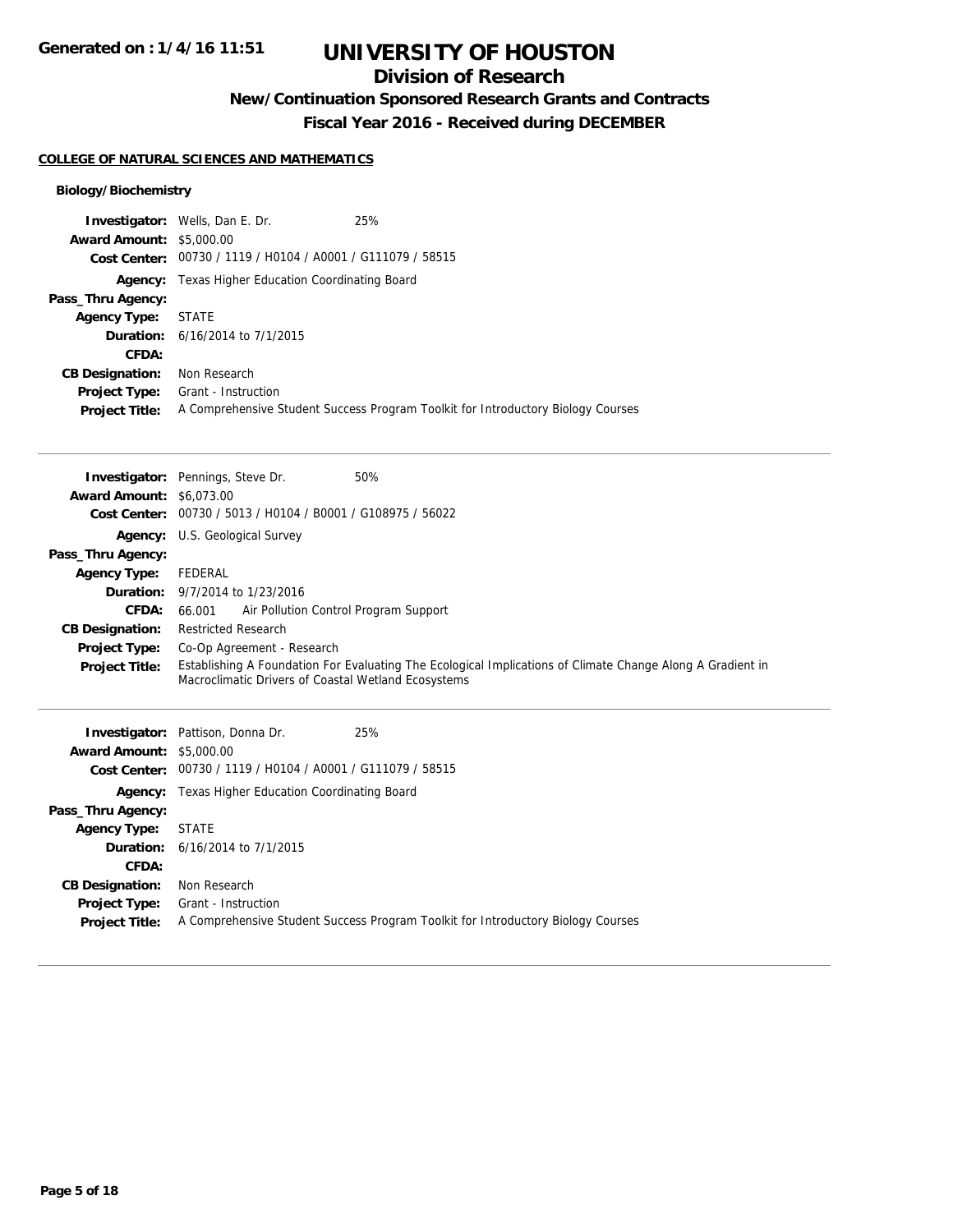# UNIVERSITY OF HOUSTON

## Division of Research

### New/Continuation Sponsored Research Grants and Contracts

### Fiscal Year 2016 - Received during DECEMBER

**COLLEGE OF NATURAL SCIENCES AND MATHEMATICS**

**Biology/Biochemistry**

**Investigator:** Wells, Dan E. Dr. 25%
**Award Amount:** $5,000.00
**Cost Center:** 00730 / 1119 / H0104 / A0001 / G111079 / 58515
**Agency:** Texas Higher Education Coordinating Board
**Pass_Thru Agency:**
**Agency Type:** STATE
**Duration:** 6/16/2014 to 7/1/2015
**CFDA:**
**CB Designation:** Non Research
**Project Type:** Grant - Instruction
**Project Title:** A Comprehensive Student Success Program Toolkit for Introductory Biology Courses

---

**Investigator:** Pennings, Steve Dr. 50%
**Award Amount:** $6,073.00
**Cost Center:** 00730 / 5013 / H0104 / B0001 / G108975 / 56022
**Agency:** U.S. Geological Survey
**Pass_Thru Agency:**
**Agency Type:** FEDERAL
**Duration:** 9/7/2014 to 1/23/2016
**CFDA:** 66.001 Air Pollution Control Program Support
**CB Designation:** Restricted Research
**Project Type:** Co-Op Agreement - Research
**Project Title:** Establishing A Foundation For Evaluating The Ecological Implications of Climate Change Along A Gradient in Macroclimatic Drivers of Coastal Wetland Ecosystems

---

**Investigator:** Pattison, Donna Dr. 25%
**Award Amount:** $5,000.00
**Cost Center:** 00730 / 1119 / H0104 / A0001 / G111079 / 58515
**Agency:** Texas Higher Education Coordinating Board
**Pass_Thru Agency:**
**Agency Type:** STATE
**Duration:** 6/16/2014 to 7/1/2015
**CFDA:**
**CB Designation:** Non Research
**Project Type:** Grant - Instruction
**Project Title:** A Comprehensive Student Success Program Toolkit for Introductory Biology Courses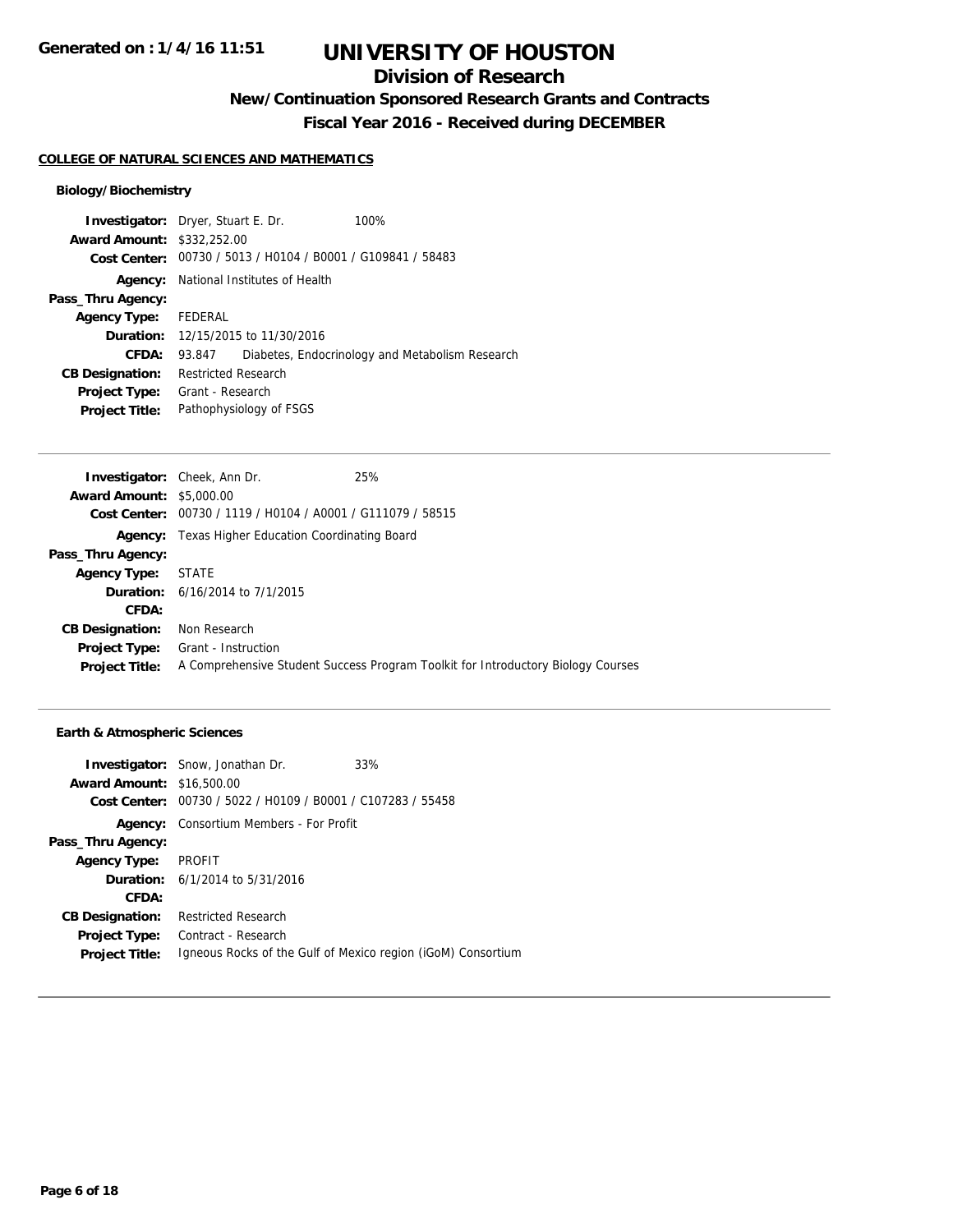# UNIVERSITY OF HOUSTON

## Division of Research

### New/Continuation Sponsored Research Grants and Contracts

### Fiscal Year 2016 - Received during DECEMBER

Generated on : 1/4/16 11:51

**COLLEGE OF NATURAL SCIENCES AND MATHEMATICS**

#### Biology/Biochemistry

**Investigator:** Dryer, Stuart E. Dr. 100%
**Award Amount:** $332,252.00
**Cost Center:** 00730 / 5013 / H0104 / B0001 / G109841 / 58483
**Agency:** National Institutes of Health
**Pass_Thru Agency:**
**Agency Type:** FEDERAL
**Duration:** 12/15/2015 to 11/30/2016
**CFDA:** 93.847 Diabetes, Endocrinology and Metabolism Research
**CB Designation:** Restricted Research
**Project Type:** Grant - Research
**Project Title:** Pathophysiology of FSGS

---

**Investigator:** Cheek, Ann Dr. 25%
**Award Amount:** $5,000.00
**Cost Center:** 00730 / 1119 / H0104 / A0001 / G111079 / 58515
**Agency:** Texas Higher Education Coordinating Board
**Pass_Thru Agency:**
**Agency Type:** STATE
**Duration:** 6/16/2014 to 7/1/2015
**CFDA:**
**CB Designation:** Non Research
**Project Type:** Grant - Instruction
**Project Title:** A Comprehensive Student Success Program Toolkit for Introductory Biology Courses

---

#### Earth & Atmospheric Sciences

**Investigator:** Snow, Jonathan Dr. 33%
**Award Amount:** $16,500.00
**Cost Center:** 00730 / 5022 / H0109 / B0001 / C107283 / 55458
**Agency:** Consortium Members - For Profit
**Pass_Thru Agency:**
**Agency Type:** PROFIT
**Duration:** 6/1/2014 to 5/31/2016
**CFDA:**
**CB Designation:** Restricted Research
**Project Type:** Contract - Research
**Project Title:** Igneous Rocks of the Gulf of Mexico region (iGoM) Consortium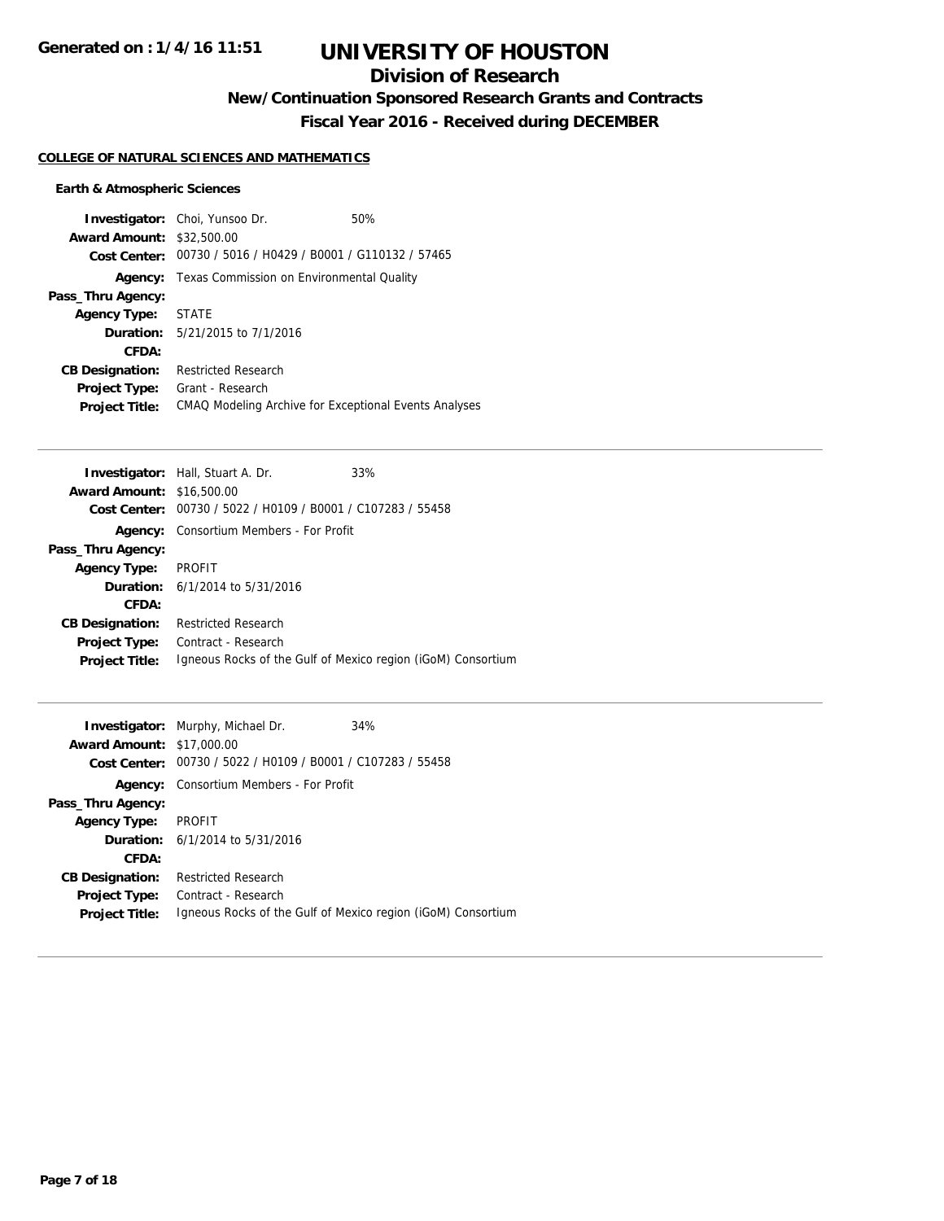# UNIVERSITY OF HOUSTON

## Division of Research

### New/Continuation Sponsored Research Grants and Contracts

### Fiscal Year 2016 - Received during DECEMBER

**COLLEGE OF NATURAL SCIENCES AND MATHEMATICS**

**Earth & Atmospheric Sciences**

**Investigator:** Choi, Yunsoo Dr. 50%
**Award Amount:** $32,500.00
**Cost Center:** 00730 / 5016 / H0429 / B0001 / G110132 / 57465
**Agency:** Texas Commission on Environmental Quality
**Pass_Thru Agency:**
**Agency Type:** STATE
**Duration:** 5/21/2015 to 7/1/2016
**CFDA:**
**CB Designation:** Restricted Research
**Project Type:** Grant - Research
**Project Title:** CMAQ Modeling Archive for Exceptional Events Analyses

---

**Investigator:** Hall, Stuart A. Dr. 33%
**Award Amount:** $16,500.00
**Cost Center:** 00730 / 5022 / H0109 / B0001 / C107283 / 55458
**Agency:** Consortium Members - For Profit
**Pass_Thru Agency:**
**Agency Type:** PROFIT
**Duration:** 6/1/2014 to 5/31/2016
**CFDA:**
**CB Designation:** Restricted Research
**Project Type:** Contract - Research
**Project Title:** Igneous Rocks of the Gulf of Mexico region (iGoM) Consortium

---

**Investigator:** Murphy, Michael Dr. 34%
**Award Amount:** $17,000.00
**Cost Center:** 00730 / 5022 / H0109 / B0001 / C107283 / 55458
**Agency:** Consortium Members - For Profit
**Pass_Thru Agency:**
**Agency Type:** PROFIT
**Duration:** 6/1/2014 to 5/31/2016
**CFDA:**
**CB Designation:** Restricted Research
**Project Type:** Contract - Research
**Project Title:** Igneous Rocks of the Gulf of Mexico region (iGoM) Consortium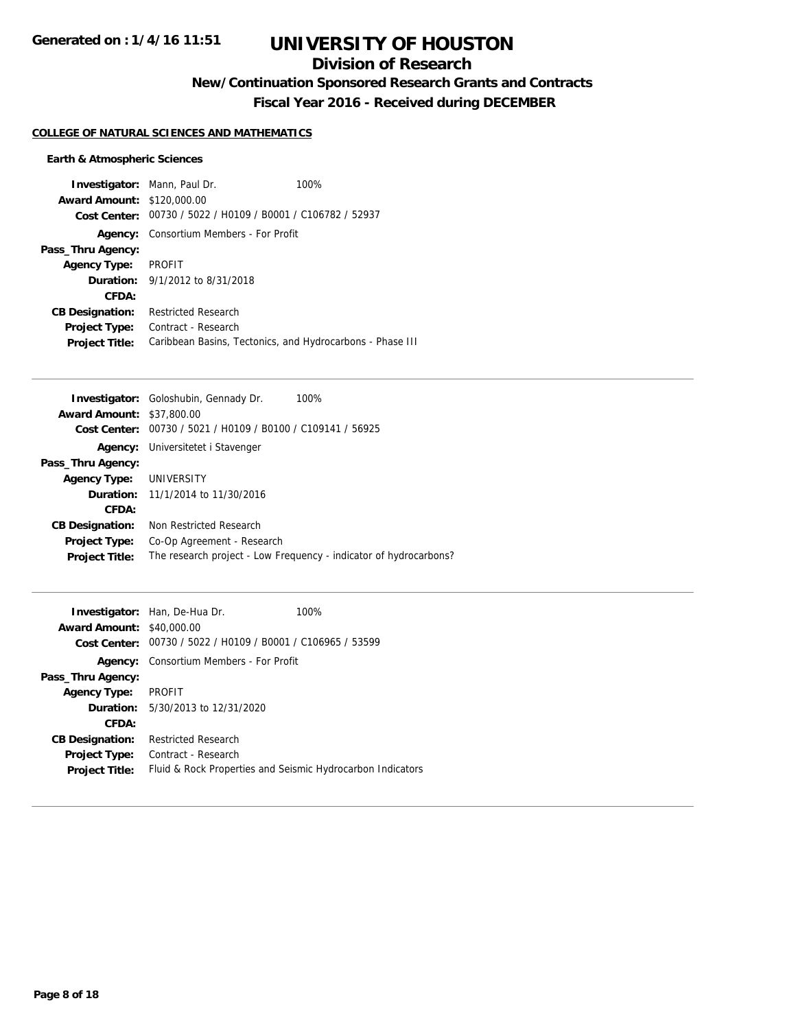# UNIVERSITY OF HOUSTON

## Division of Research

### New/Continuation Sponsored Research Grants and Contracts

### Fiscal Year 2016 - Received during DECEMBER

**COLLEGE OF NATURAL SCIENCES AND MATHEMATICS**

**Earth & Atmospheric Sciences**

**Investigator:** Mann, Paul Dr. 100%
**Award Amount:** $120,000.00
**Cost Center:** 00730 / 5022 / H0109 / B0001 / C106782 / 52937
**Agency:** Consortium Members - For Profit
**Pass_Thru Agency:**
**Agency Type:** PROFIT
**Duration:** 9/1/2012 to 8/31/2018
**CFDA:**
**CB Designation:** Restricted Research
**Project Type:** Contract - Research
**Project Title:** Caribbean Basins, Tectonics, and Hydrocarbons - Phase III

---

**Investigator:** Goloshubin, Gennady Dr. 100%
**Award Amount:** $37,800.00
**Cost Center:** 00730 / 5021 / H0109 / B0100 / C109141 / 56925
**Agency:** Universitetet i Stavenger
**Pass_Thru Agency:**
**Agency Type:** UNIVERSITY
**Duration:** 11/1/2014 to 11/30/2016
**CFDA:**
**CB Designation:** Non Restricted Research
**Project Type:** Co-Op Agreement - Research
**Project Title:** The research project - Low Frequency - indicator of hydrocarbons?

---

**Investigator:** Han, De-Hua Dr. 100%
**Award Amount:** $40,000.00
**Cost Center:** 00730 / 5022 / H0109 / B0001 / C106965 / 53599
**Agency:** Consortium Members - For Profit
**Pass_Thru Agency:**
**Agency Type:** PROFIT
**Duration:** 5/30/2013 to 12/31/2020
**CFDA:**
**CB Designation:** Restricted Research
**Project Type:** Contract - Research
**Project Title:** Fluid & Rock Properties and Seismic Hydrocarbon Indicators

---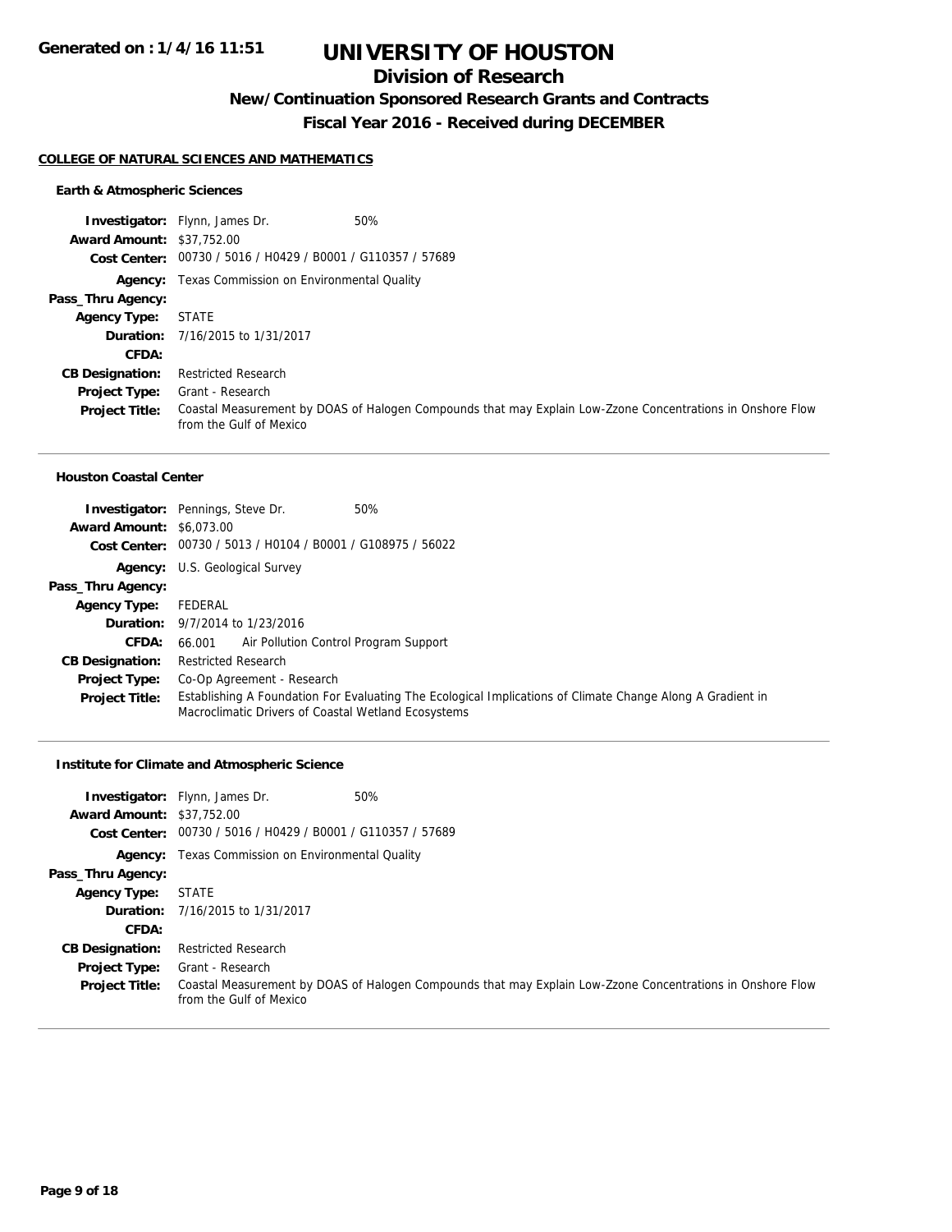# UNIVERSITY OF HOUSTON

## Division of Research

### New/Continuation Sponsored Research Grants and Contracts

### Fiscal Year 2016 - Received during DECEMBER

**COLLEGE OF NATURAL SCIENCES AND MATHEMATICS**

#### Earth & Atmospheric Sciences

**Investigator:** Flynn, James Dr. 50%
**Award Amount:** $37,752.00
**Cost Center:** 00730 / 5016 / H0429 / B0001 / G110357 / 57689
**Agency:** Texas Commission on Environmental Quality
**Pass_Thru Agency:**
**Agency Type:** STATE
**Duration:** 7/16/2015 to 1/31/2017
**CFDA:**
**CB Designation:** Restricted Research
**Project Type:** Grant - Research
**Project Title:** Coastal Measurement by DOAS of Halogen Compounds that may Explain Low-Zzone Concentrations in Onshore Flow from the Gulf of Mexico

---

#### Houston Coastal Center

**Investigator:** Pennings, Steve Dr. 50%
**Award Amount:** $6,073.00
**Cost Center:** 00730 / 5013 / H0104 / B0001 / G108975 / 56022
**Agency:** U.S. Geological Survey
**Pass_Thru Agency:**
**Agency Type:** FEDERAL
**Duration:** 9/7/2014 to 1/23/2016
**CFDA:** 66.001 Air Pollution Control Program Support
**CB Designation:** Restricted Research
**Project Type:** Co-Op Agreement - Research
**Project Title:** Establishing A Foundation For Evaluating The Ecological Implications of Climate Change Along A Gradient in Macroclimatic Drivers of Coastal Wetland Ecosystems

---

#### Institute for Climate and Atmospheric Science

**Investigator:** Flynn, James Dr. 50%
**Award Amount:** $37,752.00
**Cost Center:** 00730 / 5016 / H0429 / B0001 / G110357 / 57689
**Agency:** Texas Commission on Environmental Quality
**Pass_Thru Agency:**
**Agency Type:** STATE
**Duration:** 7/16/2015 to 1/31/2017
**CFDA:**
**CB Designation:** Restricted Research
**Project Type:** Grant - Research
**Project Title:** Coastal Measurement by DOAS of Halogen Compounds that may Explain Low-Zzone Concentrations in Onshore Flow from the Gulf of Mexico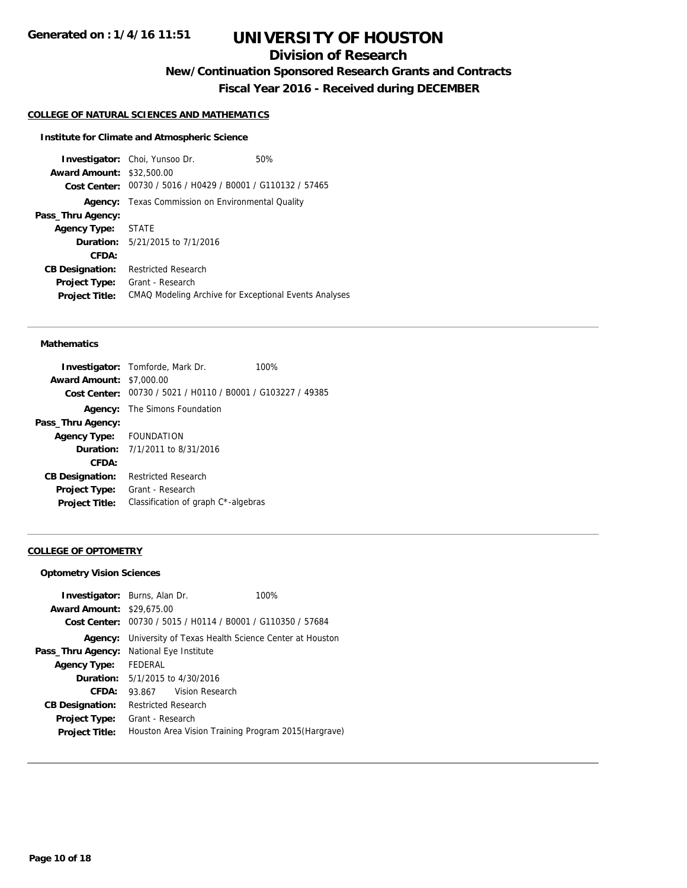# UNIVERSITY OF HOUSTON

## Division of Research

### New/Continuation Sponsored Research Grants and Contracts

### Fiscal Year 2016 - Received during DECEMBER

**Generated on : 1/4/16 11:51**

**COLLEGE OF NATURAL SCIENCES AND MATHEMATICS**

**Institute for Climate and Atmospheric Science**

**Investigator:** Choi, Yunsoo Dr. 50%
**Award Amount:** $32,500.00
**Cost Center:** 00730 / 5016 / H0429 / B0001 / G110132 / 57465
**Agency:** Texas Commission on Environmental Quality
**Pass_Thru Agency:**
**Agency Type:** STATE
**Duration:** 5/21/2015 to 7/1/2016
**CFDA:**
**CB Designation:** Restricted Research
**Project Type:** Grant - Research
**Project Title:** CMAQ Modeling Archive for Exceptional Events Analyses

---

**Mathematics**

**Investigator:** Tomforde, Mark Dr. 100%
**Award Amount:** $7,000.00
**Cost Center:** 00730 / 5021 / H0110 / B0001 / G103227 / 49385
**Agency:** The Simons Foundation
**Pass_Thru Agency:**
**Agency Type:** FOUNDATION
**Duration:** 7/1/2011 to 8/31/2016
**CFDA:**
**CB Designation:** Restricted Research
**Project Type:** Grant - Research
**Project Title:** Classification of graph C*-algebras

---

**COLLEGE OF OPTOMETRY**

**Optometry Vision Sciences**

**Investigator:** Burns, Alan Dr. 100%
**Award Amount:** $29,675.00
**Cost Center:** 00730 / 5015 / H0114 / B0001 / G110350 / 57684
**Agency:** University of Texas Health Science Center at Houston
**Pass_Thru Agency:** National Eye Institute
**Agency Type:** FEDERAL
**Duration:** 5/1/2015 to 4/30/2016
**CFDA:** 93.867 Vision Research
**CB Designation:** Restricted Research
**Project Type:** Grant - Research
**Project Title:** Houston Area Vision Training Program 2015(Hargrave)

---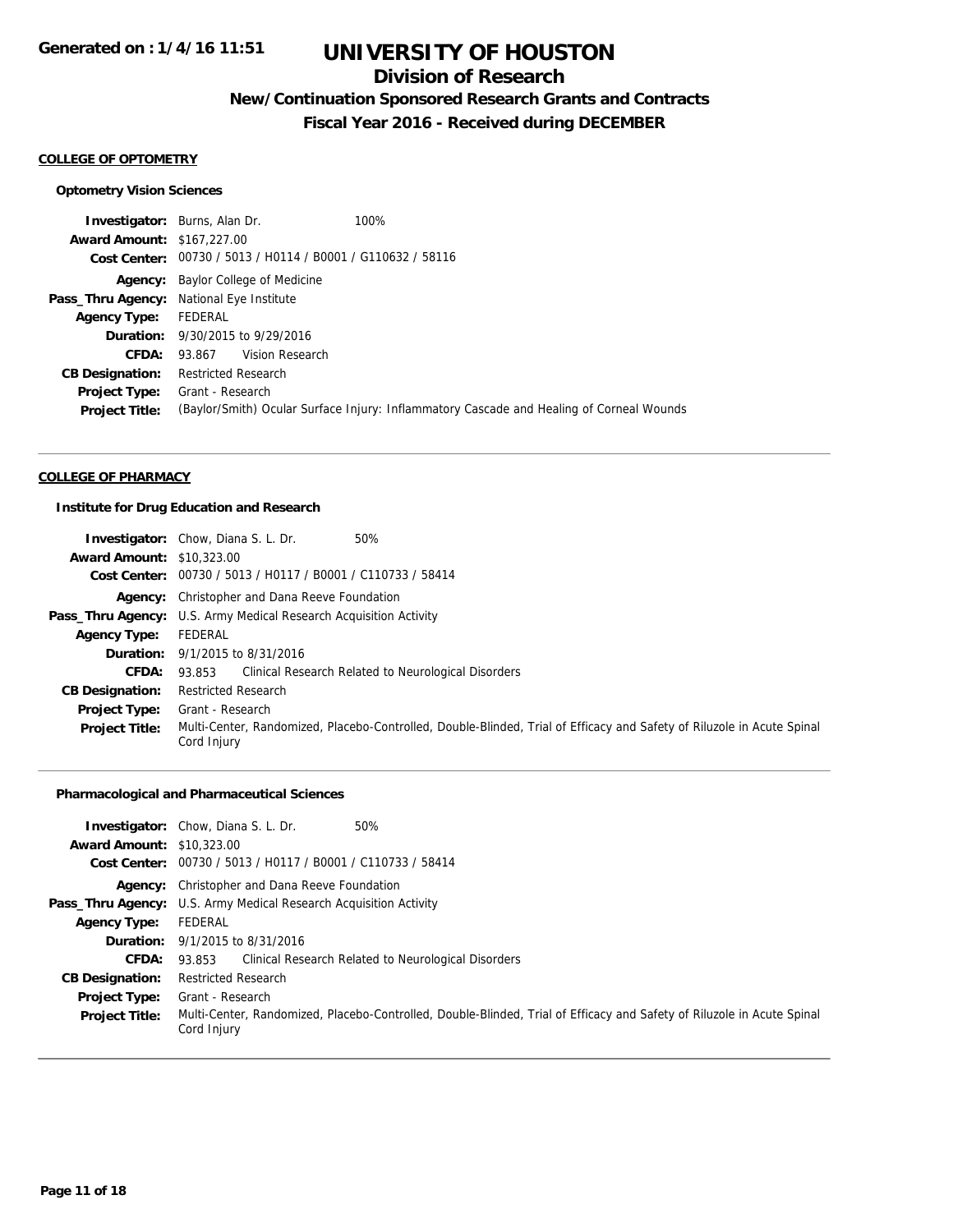# UNIVERSITY OF HOUSTON

## Division of Research

### New/Continuation Sponsored Research Grants and Contracts

### Fiscal Year 2016 - Received during DECEMBER

**Generated on : 1/4/16 11:51**

#### COLLEGE OF OPTOMETRY

**Optometry Vision Sciences**

**Investigator:** Burns, Alan Dr. 100%
**Award Amount:** $167,227.00
**Cost Center:** 00730 / 5013 / H0114 / B0001 / G110632 / 58116
**Agency:** Baylor College of Medicine
**Pass_Thru Agency:** National Eye Institute
**Agency Type:** FEDERAL
**Duration:** 9/30/2015 to 9/29/2016
**CFDA:** 93.867 Vision Research
**CB Designation:** Restricted Research
**Project Type:** Grant - Research
**Project Title:** (Baylor/Smith) Ocular Surface Injury: Inflammatory Cascade and Healing of Corneal Wounds

---

#### COLLEGE OF PHARMACY

**Institute for Drug Education and Research**

**Investigator:** Chow, Diana S. L. Dr. 50%
**Award Amount:** $10,323.00
**Cost Center:** 00730 / 5013 / H0117 / B0001 / C110733 / 58414
**Agency:** Christopher and Dana Reeve Foundation
**Pass_Thru Agency:** U.S. Army Medical Research Acquisition Activity
**Agency Type:** FEDERAL
**Duration:** 9/1/2015 to 8/31/2016
**CFDA:** 93.853 Clinical Research Related to Neurological Disorders
**CB Designation:** Restricted Research
**Project Type:** Grant - Research
**Project Title:** Multi-Center, Randomized, Placebo-Controlled, Double-Blinded, Trial of Efficacy and Safety of Riluzole in Acute Spinal Cord Injury

---

**Pharmacological and Pharmaceutical Sciences**

**Investigator:** Chow, Diana S. L. Dr. 50%
**Award Amount:** $10,323.00
**Cost Center:** 00730 / 5013 / H0117 / B0001 / C110733 / 58414
**Agency:** Christopher and Dana Reeve Foundation
**Pass_Thru Agency:** U.S. Army Medical Research Acquisition Activity
**Agency Type:** FEDERAL
**Duration:** 9/1/2015 to 8/31/2016
**CFDA:** 93.853 Clinical Research Related to Neurological Disorders
**CB Designation:** Restricted Research
**Project Type:** Grant - Research
**Project Title:** Multi-Center, Randomized, Placebo-Controlled, Double-Blinded, Trial of Efficacy and Safety of Riluzole in Acute Spinal Cord Injury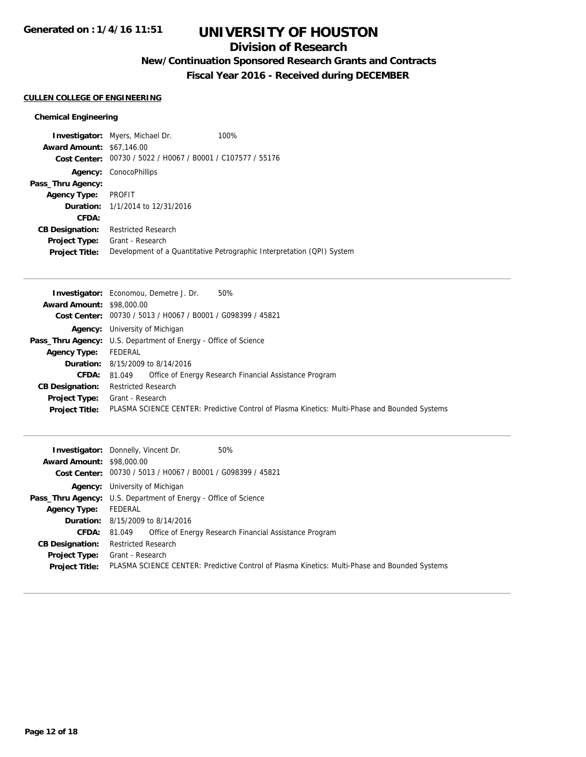# UNIVERSITY OF HOUSTON

## Division of Research

### New/Continuation Sponsored Research Grants and Contracts

### Fiscal Year 2016 - Received during DECEMBER

**CULLEN COLLEGE OF ENGINEERING**

**Chemical Engineering**

**Investigator:** Myers, Michael Dr. 100%
**Award Amount:** $67,146.00
**Cost Center:** 00730 / 5022 / H0067 / B0001 / C107577 / 55176
**Agency:** ConocoPhillips
**Pass_Thru Agency:**
**Agency Type:** PROFIT
**Duration:** 1/1/2014 to 12/31/2016
**CFDA:**
**CB Designation:** Restricted Research
**Project Type:** Grant - Research
**Project Title:** Development of a Quantitative Petrographic Interpretation (QPI) System

---

**Investigator:** Economou, Demetre J. Dr. 50%
**Award Amount:** $98,000.00
**Cost Center:** 00730 / 5013 / H0067 / B0001 / G098399 / 45821
**Agency:** University of Michigan
**Pass_Thru Agency:** U.S. Department of Energy - Office of Science
**Agency Type:** FEDERAL
**Duration:** 8/15/2009 to 8/14/2016
**CFDA:** 81.049 Office of Energy Research Financial Assistance Program
**CB Designation:** Restricted Research
**Project Type:** Grant - Research
**Project Title:** PLASMA SCIENCE CENTER: Predictive Control of Plasma Kinetics: Multi-Phase and Bounded Systems

---

**Investigator:** Donnelly, Vincent Dr. 50%
**Award Amount:** $98,000.00
**Cost Center:** 00730 / 5013 / H0067 / B0001 / G098399 / 45821
**Agency:** University of Michigan
**Pass_Thru Agency:** U.S. Department of Energy - Office of Science
**Agency Type:** FEDERAL
**Duration:** 8/15/2009 to 8/14/2016
**CFDA:** 81.049 Office of Energy Research Financial Assistance Program
**CB Designation:** Restricted Research
**Project Type:** Grant - Research
**Project Title:** PLASMA SCIENCE CENTER: Predictive Control of Plasma Kinetics: Multi-Phase and Bounded Systems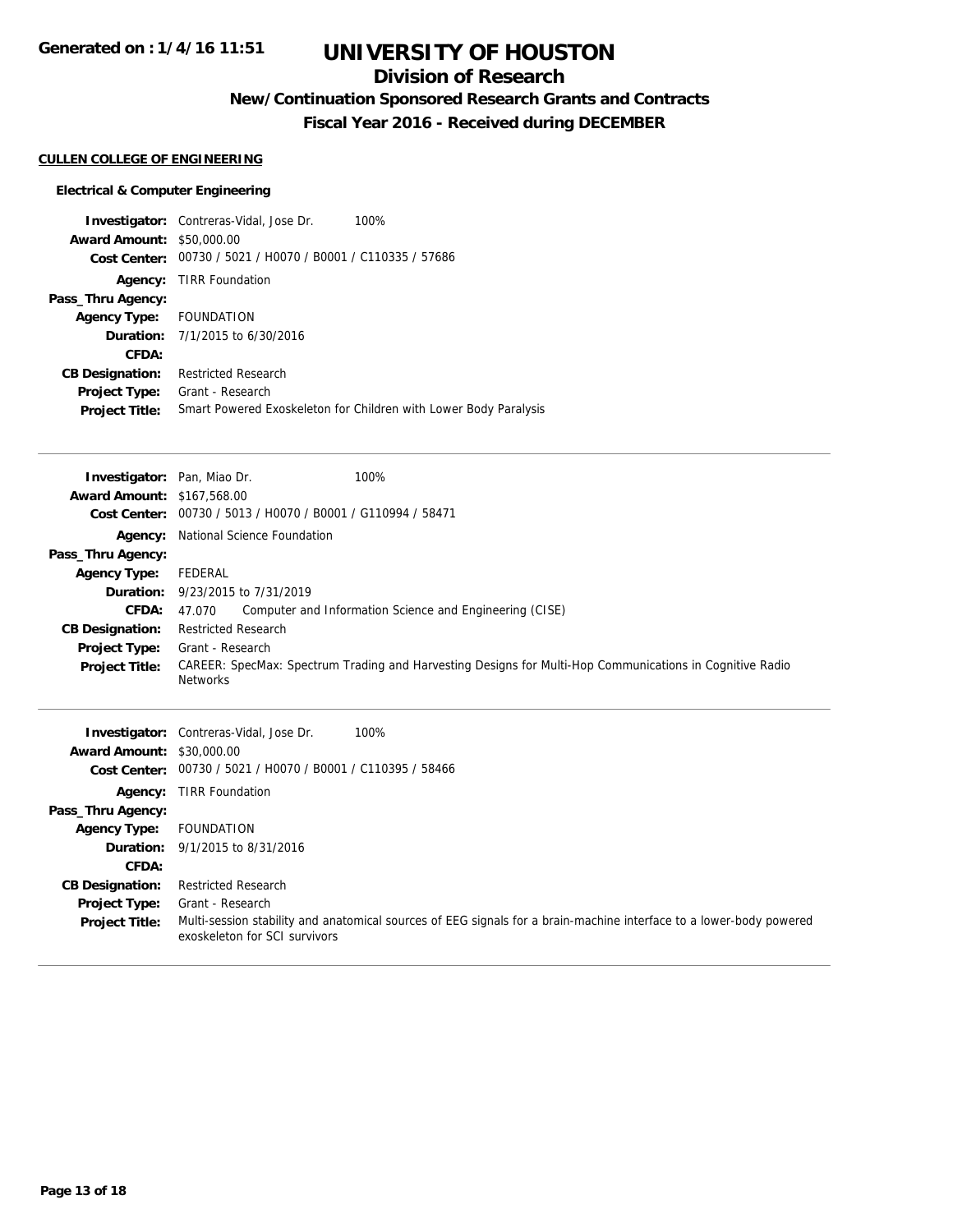# UNIVERSITY OF HOUSTON

## Division of Research

### New/Continuation Sponsored Research Grants and Contracts

### Fiscal Year 2016 - Received during DECEMBER

**CULLEN COLLEGE OF ENGINEERING**

**Electrical & Computer Engineering**

**Investigator:** Contreras-Vidal, Jose Dr. 100%
**Award Amount:** $50,000.00
**Cost Center:** 00730 / 5021 / H0070 / B0001 / C110335 / 57686
**Agency:** TIRR Foundation
**Pass_Thru Agency:**
**Agency Type:** FOUNDATION
**Duration:** 7/1/2015 to 6/30/2016
**CFDA:**
**CB Designation:** Restricted Research
**Project Type:** Grant - Research
**Project Title:** Smart Powered Exoskeleton for Children with Lower Body Paralysis

---

**Investigator:** Pan, Miao Dr. 100%
**Award Amount:** $167,568.00
**Cost Center:** 00730 / 5013 / H0070 / B0001 / G110994 / 58471
**Agency:** National Science Foundation
**Pass_Thru Agency:**
**Agency Type:** FEDERAL
**Duration:** 9/23/2015 to 7/31/2019
**CFDA:** 47.070 Computer and Information Science and Engineering (CISE)
**CB Designation:** Restricted Research
**Project Type:** Grant - Research
**Project Title:** CAREER: SpecMax: Spectrum Trading and Harvesting Designs for Multi-Hop Communications in Cognitive Radio Networks

---

**Investigator:** Contreras-Vidal, Jose Dr. 100%
**Award Amount:** $30,000.00
**Cost Center:** 00730 / 5021 / H0070 / B0001 / C110395 / 58466
**Agency:** TIRR Foundation
**Pass_Thru Agency:**
**Agency Type:** FOUNDATION
**Duration:** 9/1/2015 to 8/31/2016
**CFDA:**
**CB Designation:** Restricted Research
**Project Type:** Grant - Research
**Project Title:** Multi-session stability and anatomical sources of EEG signals for a brain-machine interface to a lower-body powered exoskeleton for SCI survivors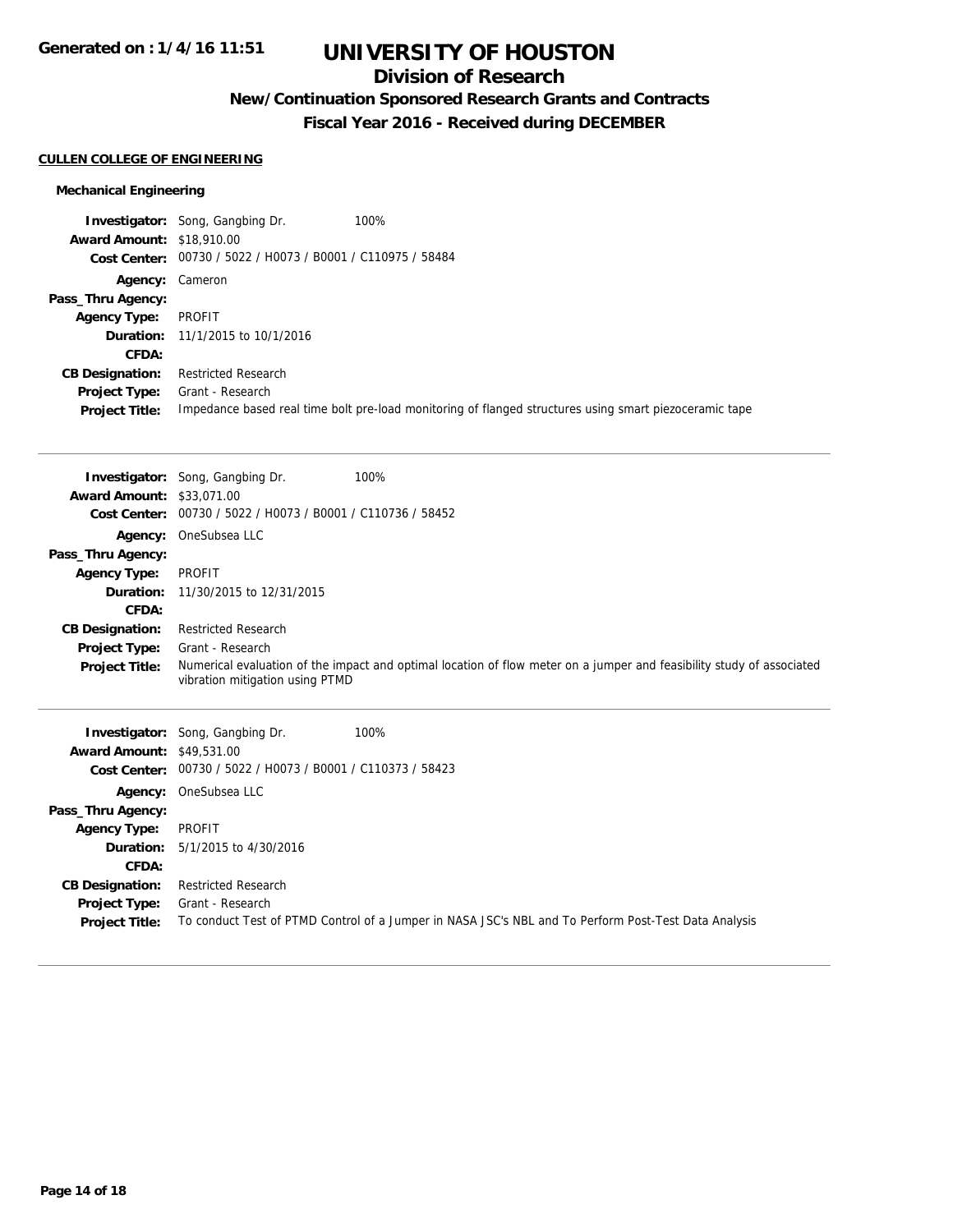# UNIVERSITY OF HOUSTON

## Division of Research

### New/Continuation Sponsored Research Grants and Contracts

### Fiscal Year 2016 - Received during DECEMBER

Generated on : 1/4/16 11:51

**CULLEN COLLEGE OF ENGINEERING**

**Mechanical Engineering**

**Investigator:** Song, Gangbing Dr. 100%
**Award Amount:** $18,910.00
**Cost Center:** 00730 / 5022 / H0073 / B0001 / C110975 / 58484
**Agency:** Cameron
**Pass_Thru Agency:**
**Agency Type:** PROFIT
**Duration:** 11/1/2015 to 10/1/2016
**CFDA:**
**CB Designation:** Restricted Research
**Project Type:** Grant - Research
**Project Title:** Impedance based real time bolt pre-load monitoring of flanged structures using smart piezoceramic tape

---

**Investigator:** Song, Gangbing Dr. 100%
**Award Amount:** $33,071.00
**Cost Center:** 00730 / 5022 / H0073 / B0001 / C110736 / 58452
**Agency:** OneSubsea LLC
**Pass_Thru Agency:**
**Agency Type:** PROFIT
**Duration:** 11/30/2015 to 12/31/2015
**CFDA:**
**CB Designation:** Restricted Research
**Project Type:** Grant - Research
**Project Title:** Numerical evaluation of the impact and optimal location of flow meter on a jumper and feasibility study of associated vibration mitigation using PTMD

---

**Investigator:** Song, Gangbing Dr. 100%
**Award Amount:** $49,531.00
**Cost Center:** 00730 / 5022 / H0073 / B0001 / C110373 / 58423
**Agency:** OneSubsea LLC
**Pass_Thru Agency:**
**Agency Type:** PROFIT
**Duration:** 5/1/2015 to 4/30/2016
**CFDA:**
**CB Designation:** Restricted Research
**Project Type:** Grant - Research
**Project Title:** To conduct Test of PTMD Control of a Jumper in NASA JSC's NBL and To Perform Post-Test Data Analysis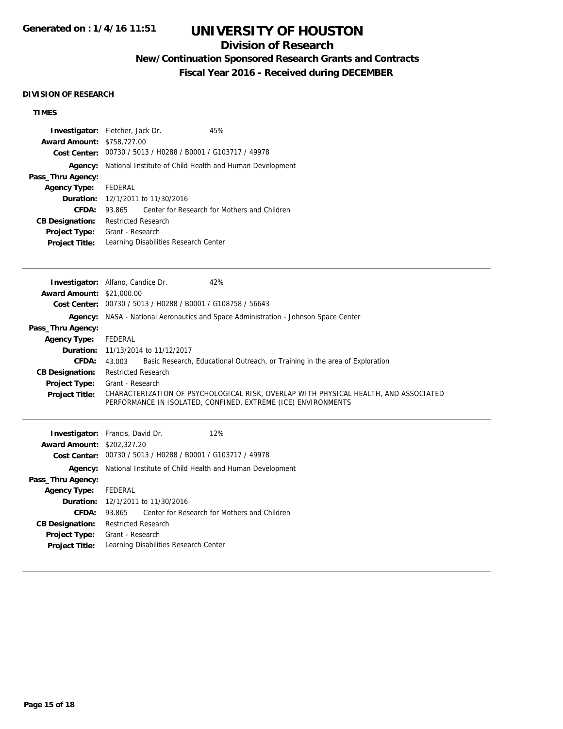# UNIVERSITY OF HOUSTON

## Division of Research

### New/Continuation Sponsored Research Grants and Contracts

### Fiscal Year 2016 - Received during DECEMBER

Generated on : 1/4/16 11:51

**DIVISION OF RESEARCH**

**TIMES**

**Investigator:** Fletcher, Jack Dr. 45%
**Award Amount:** $758,727.00
**Cost Center:** 00730 / 5013 / H0288 / B0001 / G103717 / 49978
**Agency:** National Institute of Child Health and Human Development
**Pass_Thru Agency:**
**Agency Type:** FEDERAL
**Duration:** 12/1/2011 to 11/30/2016
**CFDA:** 93.865 Center for Research for Mothers and Children
**CB Designation:** Restricted Research
**Project Type:** Grant - Research
**Project Title:** Learning Disabilities Research Center

---

**Investigator:** Alfano, Candice Dr. 42%
**Award Amount:** $21,000.00
**Cost Center:** 00730 / 5013 / H0288 / B0001 / G108758 / 56643
**Agency:** NASA - National Aeronautics and Space Administration - Johnson Space Center
**Pass_Thru Agency:**
**Agency Type:** FEDERAL
**Duration:** 11/13/2014 to 11/12/2017
**CFDA:** 43.003 Basic Research, Educational Outreach, or Training in the area of Exploration
**CB Designation:** Restricted Research
**Project Type:** Grant - Research
**Project Title:** CHARACTERIZATION OF PSYCHOLOGICAL RISK, OVERLAP WITH PHYSICAL HEALTH, AND ASSOCIATED PERFORMANCE IN ISOLATED, CONFINED, EXTREME (ICE) ENVIRONMENTS

---

**Investigator:** Francis, David Dr. 12%
**Award Amount:** $202,327.20
**Cost Center:** 00730 / 5013 / H0288 / B0001 / G103717 / 49978
**Agency:** National Institute of Child Health and Human Development
**Pass_Thru Agency:**
**Agency Type:** FEDERAL
**Duration:** 12/1/2011 to 11/30/2016
**CFDA:** 93.865 Center for Research for Mothers and Children
**CB Designation:** Restricted Research
**Project Type:** Grant - Research
**Project Title:** Learning Disabilities Research Center

---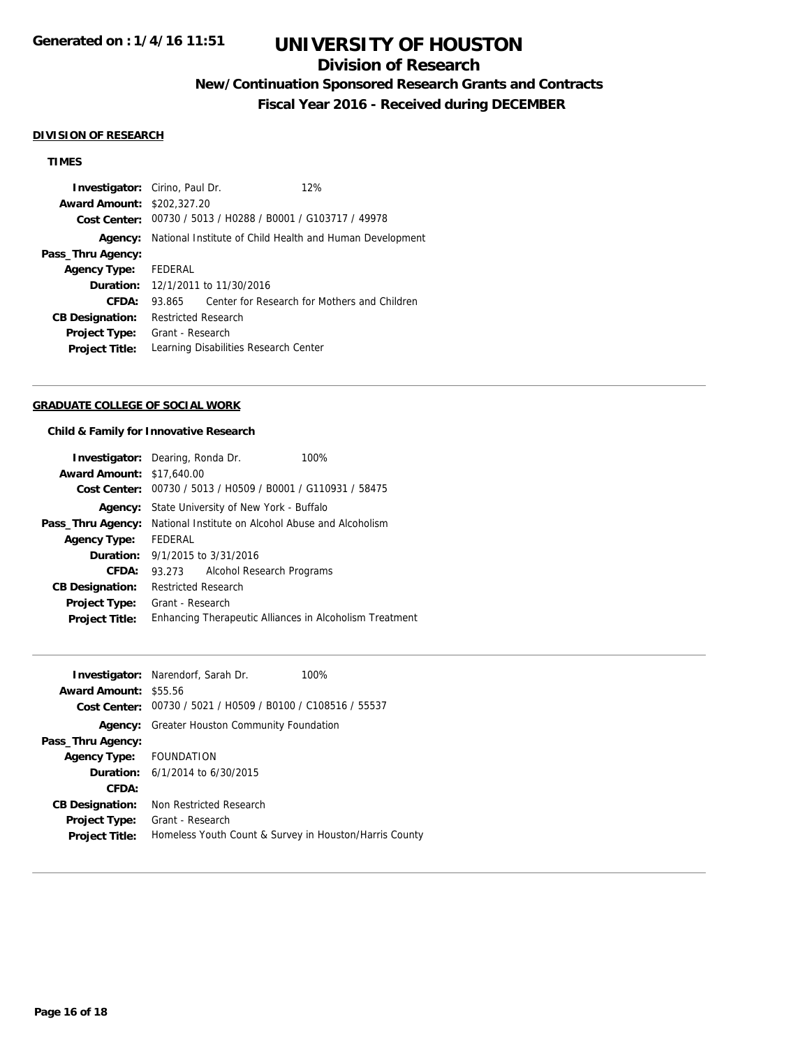**Generated on : 1/4/16 11:51**

# UNIVERSITY OF HOUSTON

## Division of Research

### New/Continuation Sponsored Research Grants and Contracts

### Fiscal Year 2016 - Received during DECEMBER

**DIVISION OF RESEARCH**

**TIMES**

| | |
|---|---|
| **Investigator:** | Cirino, Paul Dr. 12% |
| **Award Amount:** | $202,327.20 |
| **Cost Center:** | 00730 / 5013 / H0288 / B0001 / G103717 / 49978 |
| **Agency:** | National Institute of Child Health and Human Development |
| **Pass_Thru Agency:** | |
| **Agency Type:** | FEDERAL |
| **Duration:** | 12/1/2011 to 11/30/2016 |
| **CFDA:** | 93.865 Center for Research for Mothers and Children |
| **CB Designation:** | Restricted Research |
| **Project Type:** | Grant - Research |
| **Project Title:** | Learning Disabilities Research Center |

**GRADUATE COLLEGE OF SOCIAL WORK**

**Child & Family for Innovative Research**

| | |
|---|---|
| **Investigator:** | Dearing, Ronda Dr. 100% |
| **Award Amount:** | $17,640.00 |
| **Cost Center:** | 00730 / 5013 / H0509 / B0001 / G110931 / 58475 |
| **Agency:** | State University of New York - Buffalo |
| **Pass_Thru Agency:** | National Institute on Alcohol Abuse and Alcoholism |
| **Agency Type:** | FEDERAL |
| **Duration:** | 9/1/2015 to 3/31/2016 |
| **CFDA:** | 93.273 Alcohol Research Programs |
| **CB Designation:** | Restricted Research |
| **Project Type:** | Grant - Research |
| **Project Title:** | Enhancing Therapeutic Alliances in Alcoholism Treatment |

| | |
|---|---|
| **Investigator:** | Narendorf, Sarah Dr. 100% |
| **Award Amount:** | $55.56 |
| **Cost Center:** | 00730 / 5021 / H0509 / B0100 / C108516 / 55537 |
| **Agency:** | Greater Houston Community Foundation |
| **Pass_Thru Agency:** | |
| **Agency Type:** | FOUNDATION |
| **Duration:** | 6/1/2014 to 6/30/2015 |
| **CFDA:** | |
| **CB Designation:** | Non Restricted Research |
| **Project Type:** | Grant - Research |
| **Project Title:** | Homeless Youth Count & Survey in Houston/Harris County |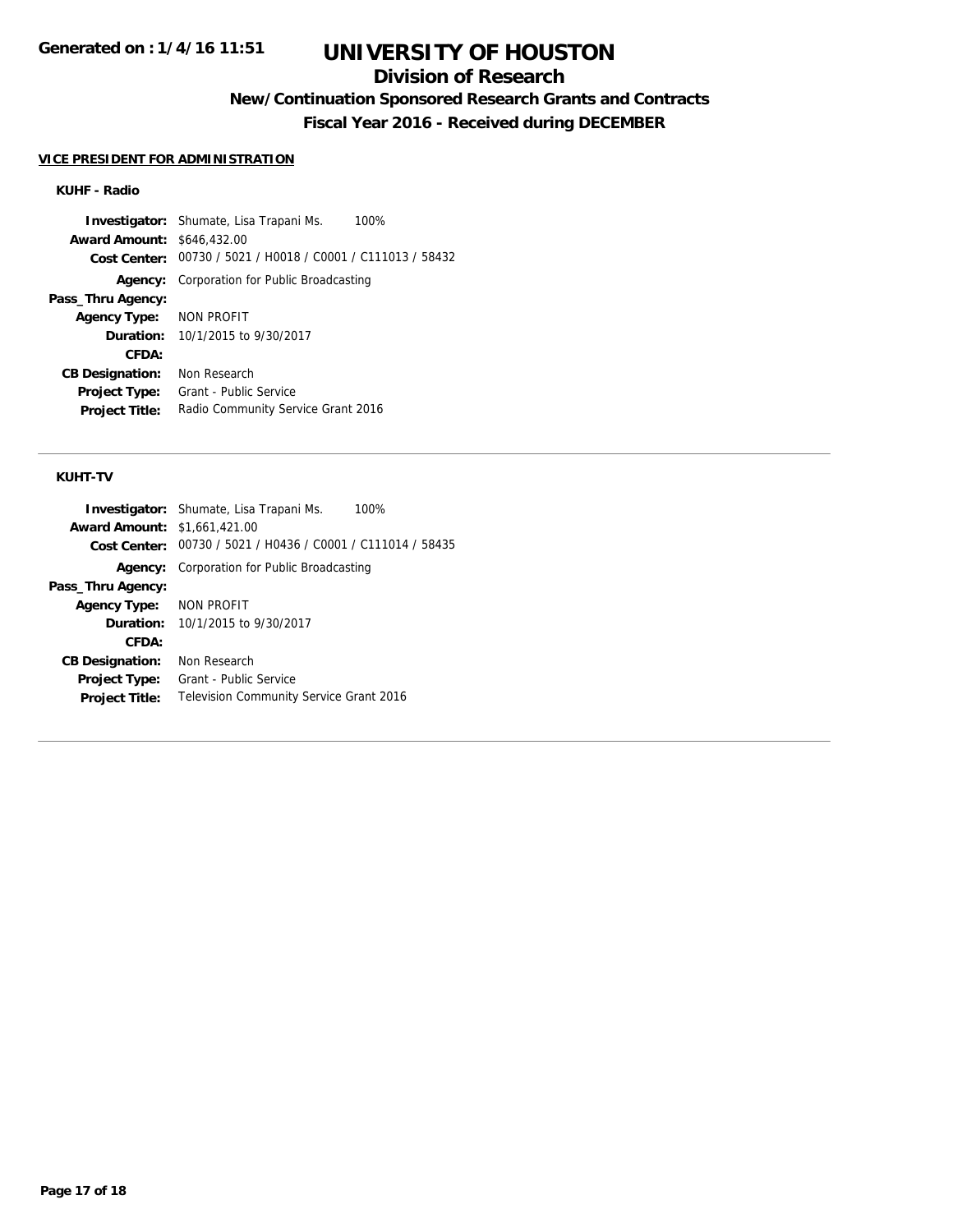# UNIVERSITY OF HOUSTON

## Division of Research

### New/Continuation Sponsored Research Grants and Contracts

### Fiscal Year 2016 - Received during DECEMBER

Generated on : 1/4/16 11:51

**VICE PRESIDENT FOR ADMINISTRATION**

#### KUHF - Radio

**Investigator:** Shumate, Lisa Trapani Ms. 100%
**Award Amount:** $646,432.00
**Cost Center:** 00730 / 5021 / H0018 / C0001 / C111013 / 58432
**Agency:** Corporation for Public Broadcasting
**Pass_Thru Agency:**
**Agency Type:** NON PROFIT
**Duration:** 10/1/2015 to 9/30/2017
**CFDA:**
**CB Designation:** Non Research
**Project Type:** Grant - Public Service
**Project Title:** Radio Community Service Grant 2016

---

#### KUHT-TV

**Investigator:** Shumate, Lisa Trapani Ms. 100%
**Award Amount:** $1,661,421.00
**Cost Center:** 00730 / 5021 / H0436 / C0001 / C111014 / 58435
**Agency:** Corporation for Public Broadcasting
**Pass_Thru Agency:**
**Agency Type:** NON PROFIT
**Duration:** 10/1/2015 to 9/30/2017
**CFDA:**
**CB Designation:** Non Research
**Project Type:** Grant - Public Service
**Project Title:** Television Community Service Grant 2016

---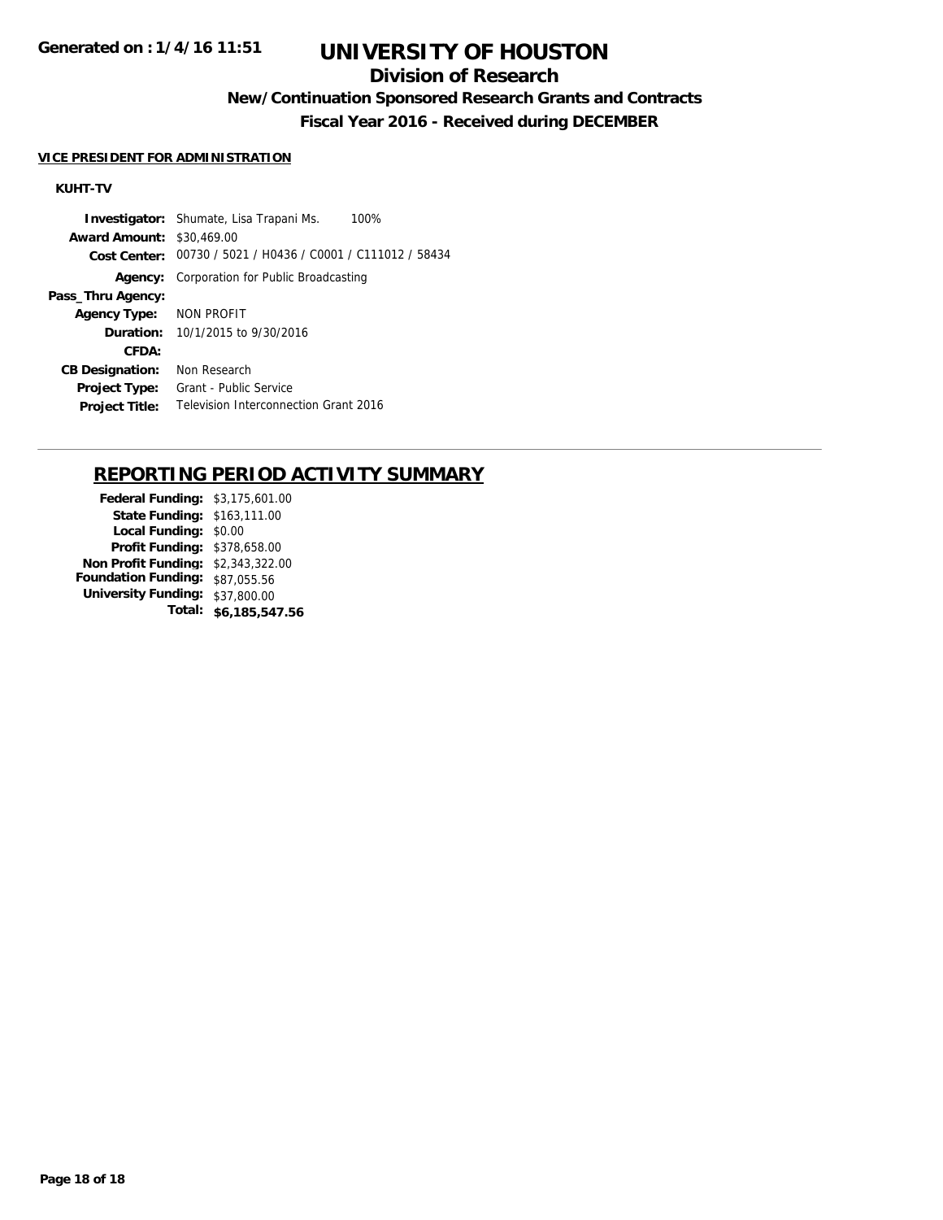**VICE PRESIDENT FOR ADMINISTRATION**

**KUHT-TV**

**Investigator:** Shumate, Lisa Trapani Ms. 100%
**Award Amount:** $30,469.00
**Cost Center:** 00730 / 5021 / H0436 / C0001 / C111012 / 58434
**Agency:** Corporation for Public Broadcasting
**Pass_Thru Agency:**
**Agency Type:** NON PROFIT
**Duration:** 10/1/2015 to 9/30/2016
**CFDA:**
**CB Designation:** Non Research
**Project Type:** Grant - Public Service
**Project Title:** Television Interconnection Grant 2016

---

## REPORTING PERIOD ACTIVITY SUMMARY

**Federal Funding:** $3,175,601.00
**State Funding:** $163,111.00
**Local Funding:** $0.00
**Profit Funding:** $378,658.00
**Non Profit Funding:** $2,343,322.00
**Foundation Funding:** $87,055.56
**University Funding:** $37,800.00
**Total:** **$6,185,547.56**